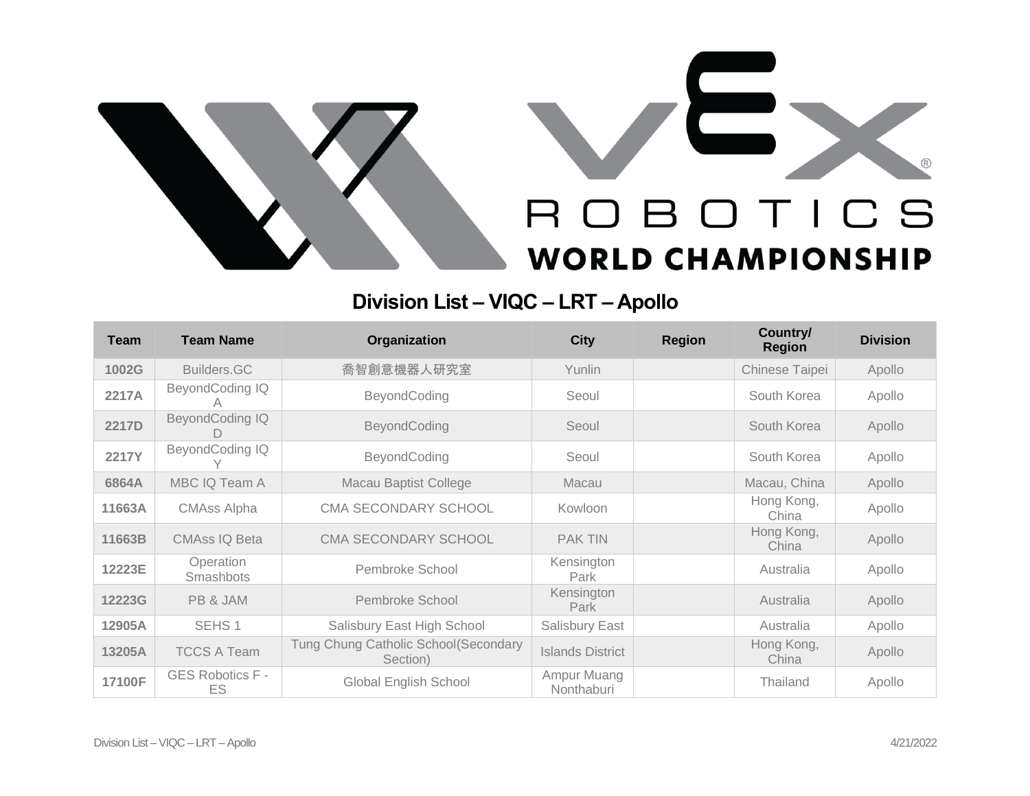# Division List – VIQC – LRT – Apollo

| Team | Team Name | Organization | City | Region | Country/ Region | Division |
|---|---|---|---|---|---|---|
| 1002G | Builders.GC | 喬智創意機器人研究室 | Yunlin | | Chinese Taipei | Apollo |
| 2217A | BeyondCoding IQ A | BeyondCoding | Seoul | | South Korea | Apollo |
| 2217D | BeyondCoding IQ D | BeyondCoding | Seoul | | South Korea | Apollo |
| 2217Y | BeyondCoding IQ Y | BeyondCoding | Seoul | | South Korea | Apollo |
| 6864A | MBC IQ Team A | Macau Baptist College | Macau | | Macau, China | Apollo |
| 11663A | CMAss Alpha | CMA SECONDARY SCHOOL | Kowloon | | Hong Kong, China | Apollo |
| 11663B | CMAss IQ Beta | CMA SECONDARY SCHOOL | PAK TIN | | Hong Kong, China | Apollo |
| 12223E | Operation Smashbots | Pembroke School | Kensington Park | | Australia | Apollo |
| 12223G | PB & JAM | Pembroke School | Kensington Park | | Australia | Apollo |
| 12905A | SEHS 1 | Salisbury East High School | Salisbury East | | Australia | Apollo |
| 13205A | TCCS A Team | Tung Chung Catholic School(Secondary Section) | Islands District | | Hong Kong, China | Apollo |
| 17100F | GES Robotics F - ES | Global English School | Ampur Muang Nonthaburi | | Thailand | Apollo |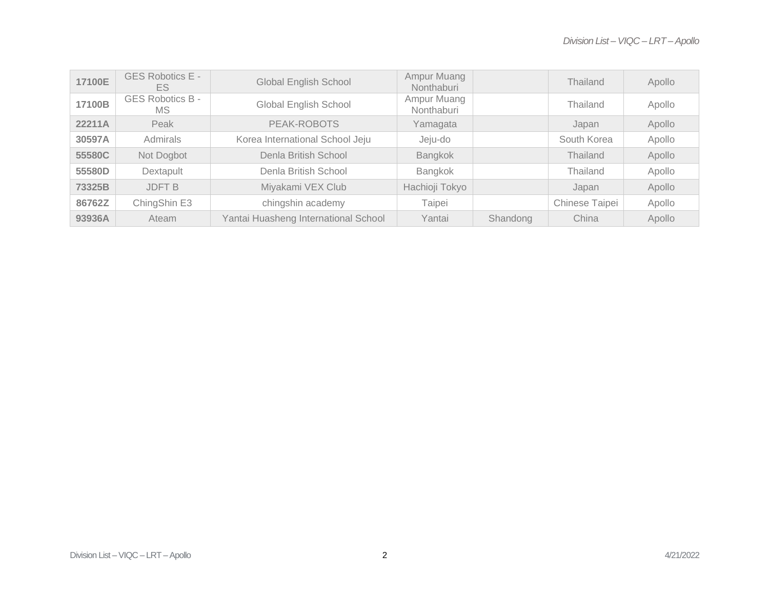| | | | | | | |
|---|---|---|---|---|---|---|
| **17100E** | GES Robotics E - ES | Global English School | Ampur Muang Nonthaburi | | Thailand | Apollo |
| **17100B** | GES Robotics B - MS | Global English School | Ampur Muang Nonthaburi | | Thailand | Apollo |
| **22211A** | Peak | PEAK-ROBOTS | Yamagata | | Japan | Apollo |
| **30597A** | Admirals | Korea International School Jeju | Jeju-do | | South Korea | Apollo |
| **55580C** | Not Dogbot | Denla British School | Bangkok | | Thailand | Apollo |
| **55580D** | Dextapult | Denla British School | Bangkok | | Thailand | Apollo |
| **73325B** | JDFT B | Miyakami VEX Club | Hachioji Tokyo | | Japan | Apollo |
| **86762Z** | ChingShin E3 | chingshin academy | Taipei | | Chinese Taipei | Apollo |
| **93936A** | Ateam | Yantai Huasheng International School | Yantai | Shandong | China | Apollo |